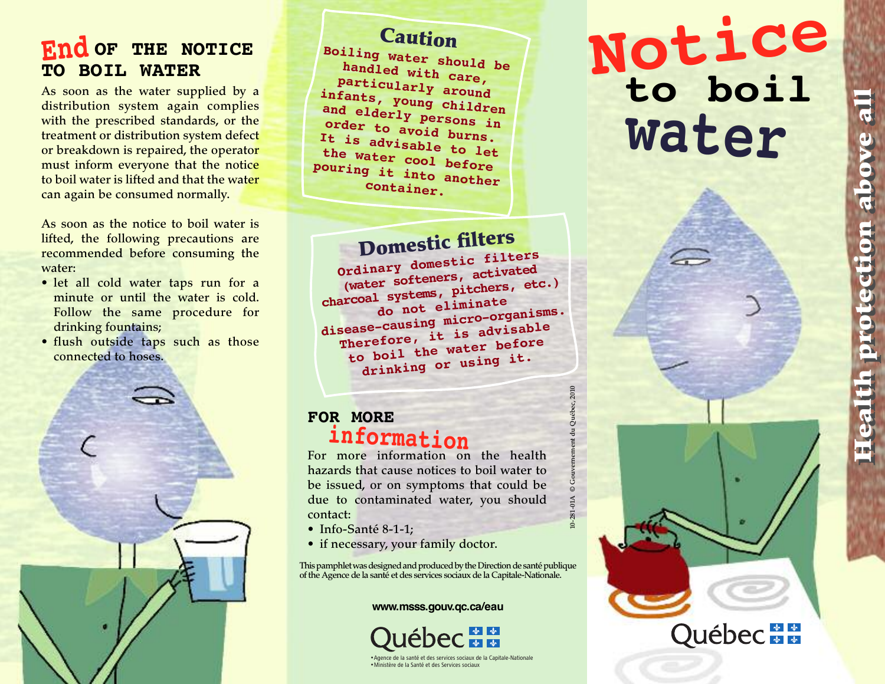## End OF THE NOTICE TO BOIL WATER

As soon as the water supplied by a distribution system again complies with the prescribed standards, or the treatment or distribution system defect or breakdown is repaired, the operator must inform everyone that the notice to boil water is lifted and that the water can again be consumed normally.

As soon as the notice to boil water is lifted, the following precautions are recommended before consuming the water:

- let all cold water taps run for a minute or until the water is cold. Follow the same procedure for drinking fountains;
- flush outside taps such as those connected to hoses.

## Caution

Boiling water should be handled with care, particularly around infants, young children and elderly persons in order to avoid burns. It is advisable to let the water cool before pouring it into another container.

## Domestic filters

Ordinary domestic filters (water softeners, activated charcoal systems, pitchers, etc.) do not eliminate disease-causing micro-organisms. Therefore, it is advisable to boil the water before drinking or using it.

## FOR MORE information

For more information on the health hazards that cause notices to boil water to be issued, or on symptoms that could be due to contaminated water, you should contact:

- Info-Santé 8-1-1;
- if necessary, your family doctor.

This pamphlet was designed and produced by the Direction de santé publique of the Agence de la santé et des services sociaux de la Capitale-Nationale.

10-281-01A © Gouvernement du Québec, 2010

www.msss.gouv.qc.ca/eau

Québec

- Agence de la santé et des services sociaux de la Capitale-Nationale
- Ministère de la Santé et des Services sociaux

# Notice to boil water

Health protection above all

Québec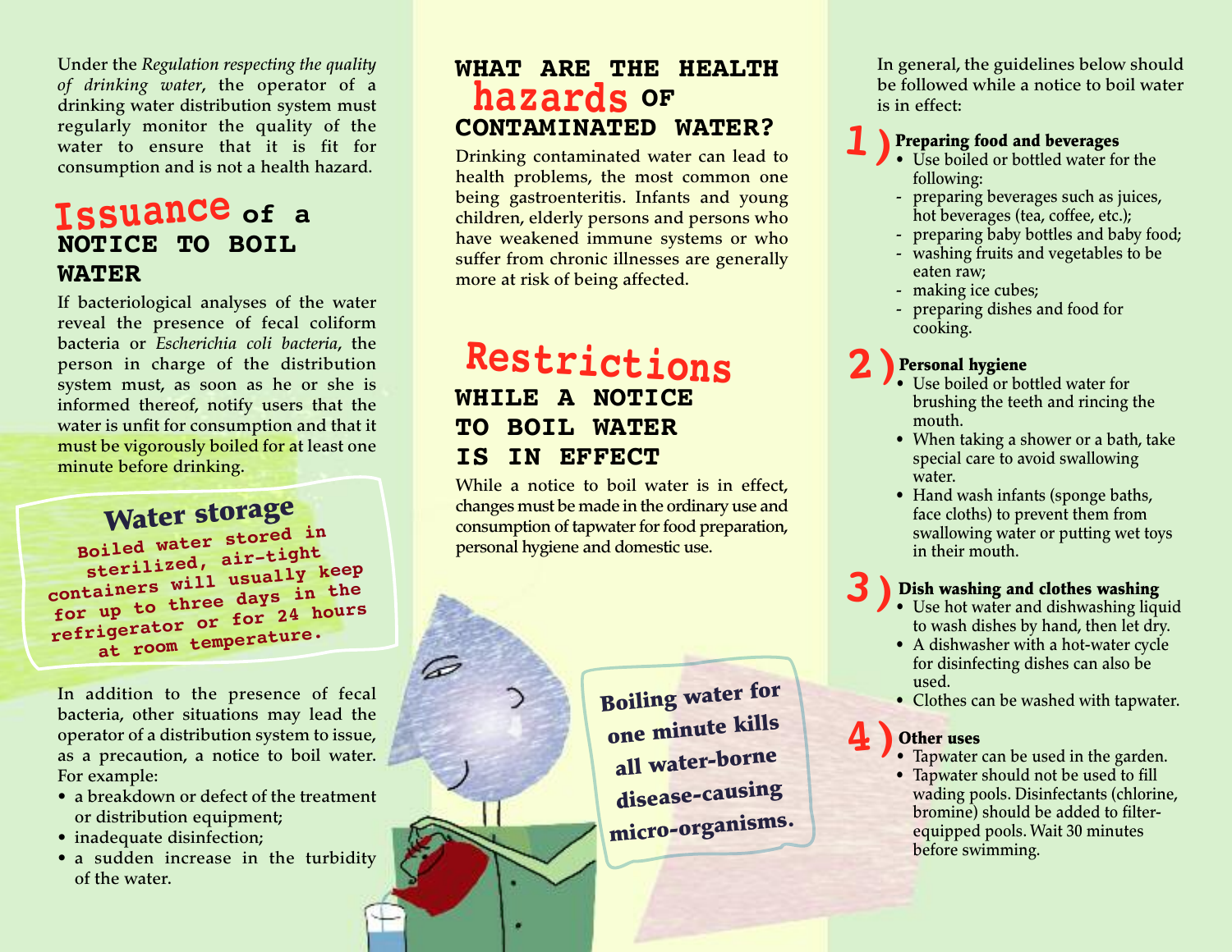Under the *Regulation respecting the quality of drinking water*, the operator of a drinking water distribution system must regularly monitor the quality of the water to ensure that it is fit for consumption and is not a health hazard.

## Issuance of a NOTICE TO BOIL WATER

If bacteriological analyses of the water reveal the presence of fecal coliform bacteria or *Escherichia coli bacteria*, the person in charge of the distribution system must, as soon as he or she is informed thereof, notify users that the water is unfit for consumption and that it must be vigorously boiled for at least one minute before drinking.

### Water storage

**Boiled water stored in sterilized, air-tight containers will usually keep for up to three days in the refrigerator or for 24 hours at room temperature.**

In addition to the presence of fecal bacteria, other situations may lead the operator of a distribution system to issue, as a precaution, a notice to boil water. For example:

- a breakdown or defect of the treatment or distribution equipment;
- inadequate disinfection;
- a sudden increase in the turbidity of the water.

## WHAT ARE THE HEALTH hazards OF CONTAMINATED WATER?

Drinking contaminated water can lead to health problems, the most common one being gastroenteritis. Infants and young children, elderly persons and persons who have weakened immune systems or who suffer from chronic illnesses are generally more at risk of being affected.

## Restrictions WHILE A NOTICE TO BOIL WATER IS IN EFFECT

While a notice to boil water is in effect, changes must be made in the ordinary use and consumption of tapwater for food preparation, personal hygiene and domestic use.

**Boiling water for one minute kills all water-borne disease-causing micro-organisms.**

In general, the guidelines below should be followed while a notice to boil water is in effect:

### 1) Preparing food and beverages

- Use boiled or bottled water for the following:
  - preparing beverages such as juices, hot beverages (tea, coffee, etc.);
  - preparing baby bottles and baby food;
  - washing fruits and vegetables to be eaten raw;
  - making ice cubes;
  - preparing dishes and food for cooking.

### 2) Personal hygiene

- Use boiled or bottled water for brushing the teeth and rincing the mouth.
- When taking a shower or a bath, take special care to avoid swallowing water.
- Hand wash infants (sponge baths, face cloths) to prevent them from swallowing water or putting wet toys in their mouth.

### 3) Dish washing and clothes washing

- Use hot water and dishwashing liquid to wash dishes by hand, then let dry.
- A dishwasher with a hot-water cycle for disinfecting dishes can also be used.
- Clothes can be washed with tapwater.

### 4) Other uses

- Tapwater can be used in the garden.
- Tapwater should not be used to fill wading pools. Disinfectants (chlorine, bromine) should be added to filter-equipped pools. Wait 30 minutes before swimming.